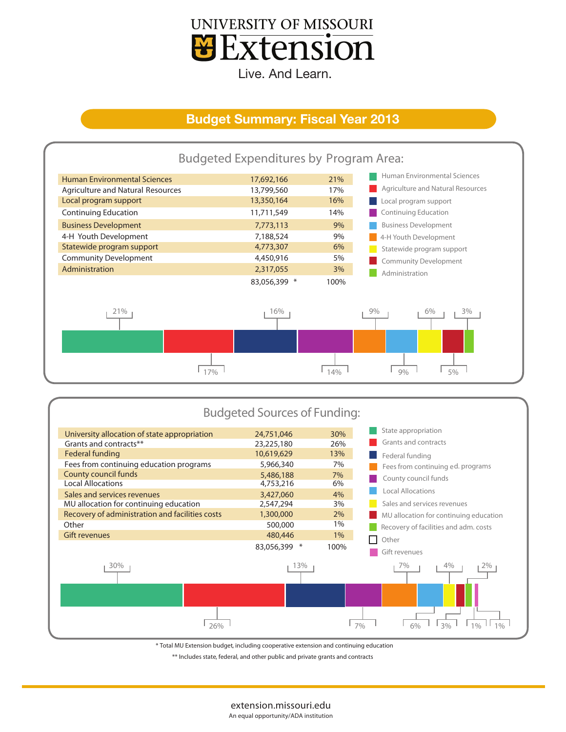# UNIVERSITY OF MISSOURI Extension

Live. And Learn.

## Budget Summary: Fiscal Year 2013

### Budgeted Expenditures by Program Area:

| Program Area | Amount | Percent |
|---|---|---|
| Human Environmental Sciences | 17,692,166 | 21% |
| Agriculture and Natural Resources | 13,799,560 | 17% |
| Local program support | 13,350,164 | 16% |
| Continuing Education | 11,711,549 | 14% |
| Business Development | 7,773,113 | 9% |
| 4-H Youth Development | 7,188,524 | 9% |
| Statewide program support | 4,773,307 | 6% |
| Community Development | 4,450,916 | 5% |
| Administration | 2,317,055 | 3% |
| | 83,056,399 * | 100% |

### Budgeted Sources of Funding:

| Source | Amount | Percent |
|---|---|---|
| University allocation of state appropriation | 24,751,046 | 30% |
| Grants and contracts** | 23,225,180 | 26% |
| Federal funding | 10,619,629 | 13% |
| Fees from continuing education programs | 5,966,340 | 7% |
| County council funds | 5,486,188 | 7% |
| Local Allocations | 4,753,216 | 6% |
| Sales and services revenues | 3,427,060 | 4% |
| MU allocation for continuing education | 2,547,294 | 3% |
| Recovery of administration and facilities costs | 1,300,000 | 2% |
| Other | 500,000 | 1% |
| Gift revenues | 480,446 | 1% |
| | 83,056,399 * | 100% |

\* Total MU Extension budget, including cooperative extension and continuing education

** Includes state, federal, and other public and private grants and contracts

extension.missouri.edu

An equal opportunity/ADA institution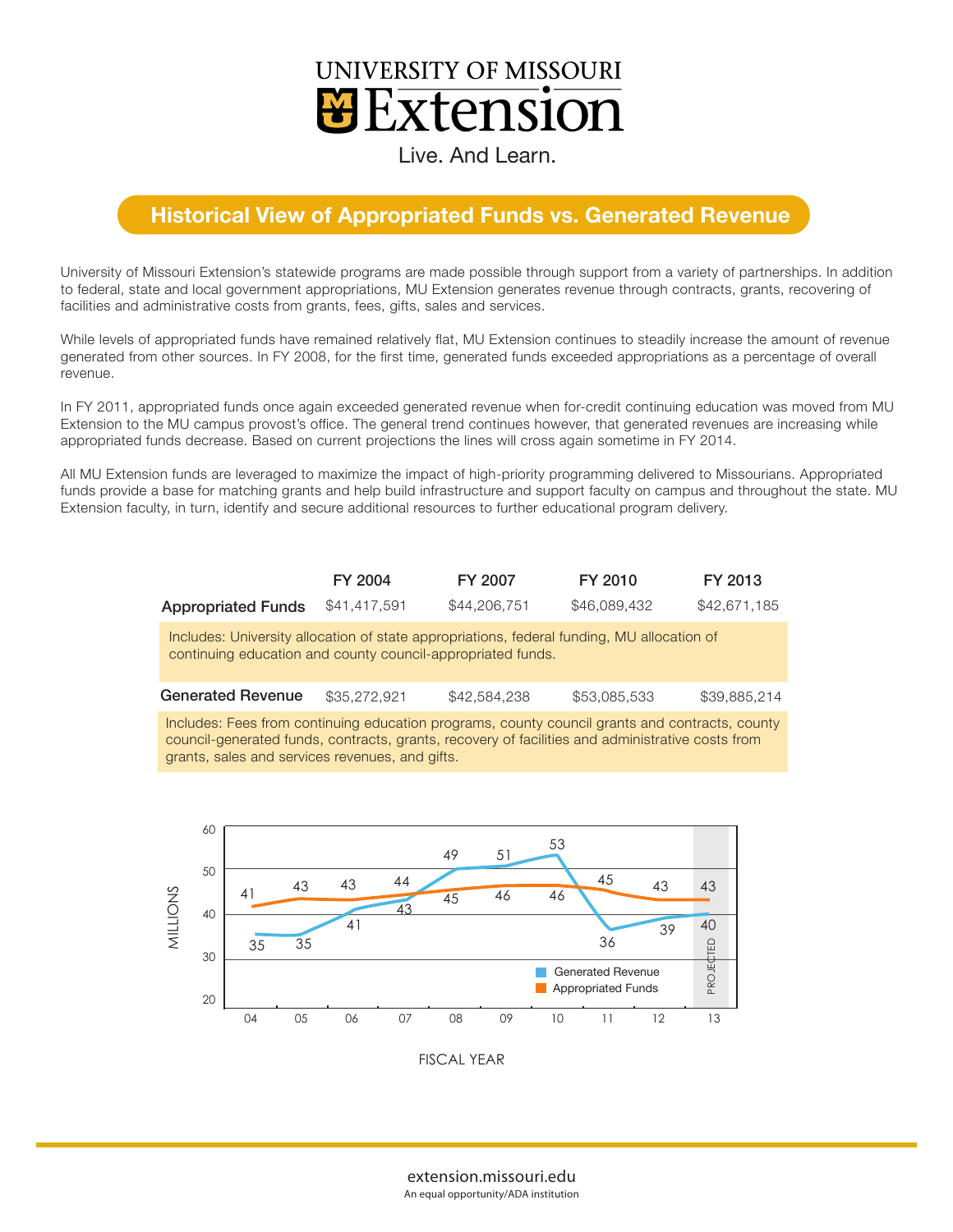# UNIVERSITY OF MISSOURI Extension

Live. And Learn.

## Historical View of Appropriated Funds vs. Generated Revenue

University of Missouri Extension's statewide programs are made possible through support from a variety of partnerships. In addition to federal, state and local government appropriations, MU Extension generates revenue through contracts, grants, recovering of facilities and administrative costs from grants, fees, gifts, sales and services.

While levels of appropriated funds have remained relatively flat, MU Extension continues to steadily increase the amount of revenue generated from other sources. In FY 2008, for the first time, generated funds exceeded appropriations as a percentage of overall revenue.

In FY 2011, appropriated funds once again exceeded generated revenue when for-credit continuing education was moved from MU Extension to the MU campus provost's office. The general trend continues however, that generated revenues are increasing while appropriated funds decrease. Based on current projections the lines will cross again sometime in FY 2014.

All MU Extension funds are leveraged to maximize the impact of high-priority programming delivered to Missourians. Appropriated funds provide a base for matching grants and help build infrastructure and support faculty on campus and throughout the state. MU Extension faculty, in turn, identify and secure additional resources to further educational program delivery.

| | FY 2004 | FY 2007 | FY 2010 | FY 2013 |
|---|---|---|---|---|
| **Appropriated Funds** | $41,417,591 | $44,206,751 | $46,089,432 | $42,671,185 |
| Includes: University allocation of state appropriations, federal funding, MU allocation of continuing education and county council-appropriated funds. | | | | |
| **Generated Revenue** | $35,272,921 | $42,584,238 | $53,085,533 | $39,885,214 |
| Includes: Fees from continuing education programs, county council grants and contracts, county council-generated funds, contracts, grants, recovery of facilities and administrative costs from grants, sales and services revenues, and gifts. | | | | |

MILLIONS

60
50
40
30
20

Generated Revenue: 35, 35, 41, 43, 49, 51, 53, 36, 39, 40

Appropriated Funds: 41, 43, 43, 44, 45, 46, 46, 45, 43, 43

Generated Revenue
Appropriated Funds

PROJECTED

04 05 06 07 08 09 10 11 12 13

FISCAL YEAR

extension.missouri.edu

An equal opportunity/ADA institution